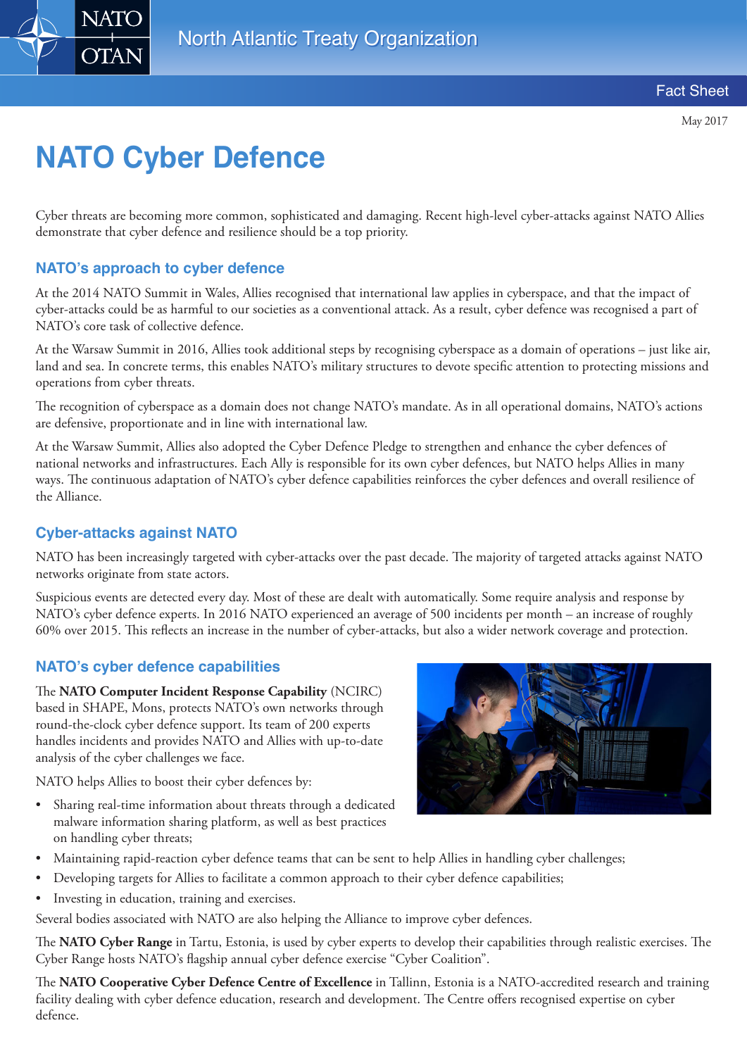Fact Sheet

May 2017

# NATO Cyber Defence

Cyber threats are becoming more common, sophisticated and damaging. Recent high-level cyber-attacks against NATO Allies demonstrate that cyber defence and resilience should be a top priority.

## NATO's approach to cyber defence

At the 2014 NATO Summit in Wales, Allies recognised that international law applies in cyberspace, and that the impact of cyber-attacks could be as harmful to our societies as a conventional attack. As a result, cyber defence was recognised a part of NATO's core task of collective defence.

At the Warsaw Summit in 2016, Allies took additional steps by recognising cyberspace as a domain of operations – just like air, land and sea. In concrete terms, this enables NATO's military structures to devote specific attention to protecting missions and operations from cyber threats.

The recognition of cyberspace as a domain does not change NATO's mandate. As in all operational domains, NATO's actions are defensive, proportionate and in line with international law.

At the Warsaw Summit, Allies also adopted the Cyber Defence Pledge to strengthen and enhance the cyber defences of national networks and infrastructures. Each Ally is responsible for its own cyber defences, but NATO helps Allies in many ways. The continuous adaptation of NATO's cyber defence capabilities reinforces the cyber defences and overall resilience of the Alliance.

## Cyber-attacks against NATO

NATO has been increasingly targeted with cyber-attacks over the past decade. The majority of targeted attacks against NATO networks originate from state actors.

Suspicious events are detected every day. Most of these are dealt with automatically. Some require analysis and response by NATO's cyber defence experts. In 2016 NATO experienced an average of 500 incidents per month – an increase of roughly 60% over 2015. This reflects an increase in the number of cyber-attacks, but also a wider network coverage and protection.

## NATO's cyber defence capabilities

The **NATO Computer Incident Response Capability** (NCIRC) based in SHAPE, Mons, protects NATO's own networks through round-the-clock cyber defence support. Its team of 200 experts handles incidents and provides NATO and Allies with up-to-date analysis of the cyber challenges we face.

NATO helps Allies to boost their cyber defences by:

- Sharing real-time information about threats through a dedicated malware information sharing platform, as well as best practices on handling cyber threats;
- Maintaining rapid-reaction cyber defence teams that can be sent to help Allies in handling cyber challenges;
- Developing targets for Allies to facilitate a common approach to their cyber defence capabilities;
- Investing in education, training and exercises.

Several bodies associated with NATO are also helping the Alliance to improve cyber defences.

The **NATO Cyber Range** in Tartu, Estonia, is used by cyber experts to develop their capabilities through realistic exercises. The Cyber Range hosts NATO's flagship annual cyber defence exercise "Cyber Coalition".

The **NATO Cooperative Cyber Defence Centre of Excellence** in Tallinn, Estonia is a NATO-accredited research and training facility dealing with cyber defence education, research and development. The Centre offers recognised expertise on cyber defence.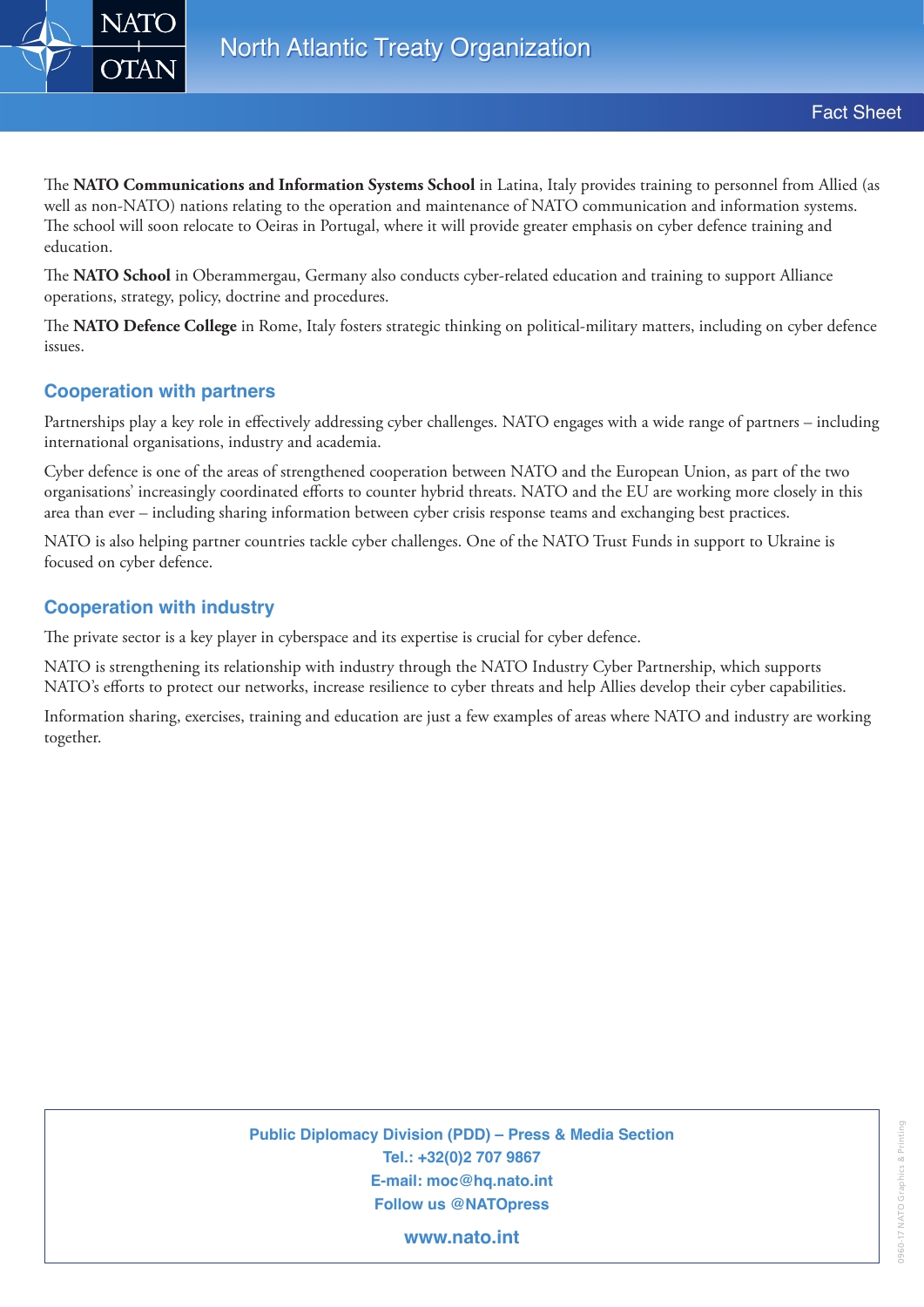The **NATO Communications and Information Systems School** in Latina, Italy provides training to personnel from Allied (as well as non-NATO) nations relating to the operation and maintenance of NATO communication and information systems. The school will soon relocate to Oeiras in Portugal, where it will provide greater emphasis on cyber defence training and education.

The **NATO School** in Oberammergau, Germany also conducts cyber-related education and training to support Alliance operations, strategy, policy, doctrine and procedures.

The **NATO Defence College** in Rome, Italy fosters strategic thinking on political-military matters, including on cyber defence issues.

## Cooperation with partners

Partnerships play a key role in effectively addressing cyber challenges. NATO engages with a wide range of partners – including international organisations, industry and academia.

Cyber defence is one of the areas of strengthened cooperation between NATO and the European Union, as part of the two organisations' increasingly coordinated efforts to counter hybrid threats. NATO and the EU are working more closely in this area than ever – including sharing information between cyber crisis response teams and exchanging best practices.

NATO is also helping partner countries tackle cyber challenges. One of the NATO Trust Funds in support to Ukraine is focused on cyber defence.

## Cooperation with industry

The private sector is a key player in cyberspace and its expertise is crucial for cyber defence.

NATO is strengthening its relationship with industry through the NATO Industry Cyber Partnership, which supports NATO's efforts to protect our networks, increase resilience to cyber threats and help Allies develop their cyber capabilities.

Information sharing, exercises, training and education are just a few examples of areas where NATO and industry are working together.

**Public Diplomacy Division (PDD) – Press & Media Section**
**Tel.: +32(0)2 707 9867**
**E-mail: moc@hq.nato.int**
**Follow us @NATOpress**

**www.nato.int**